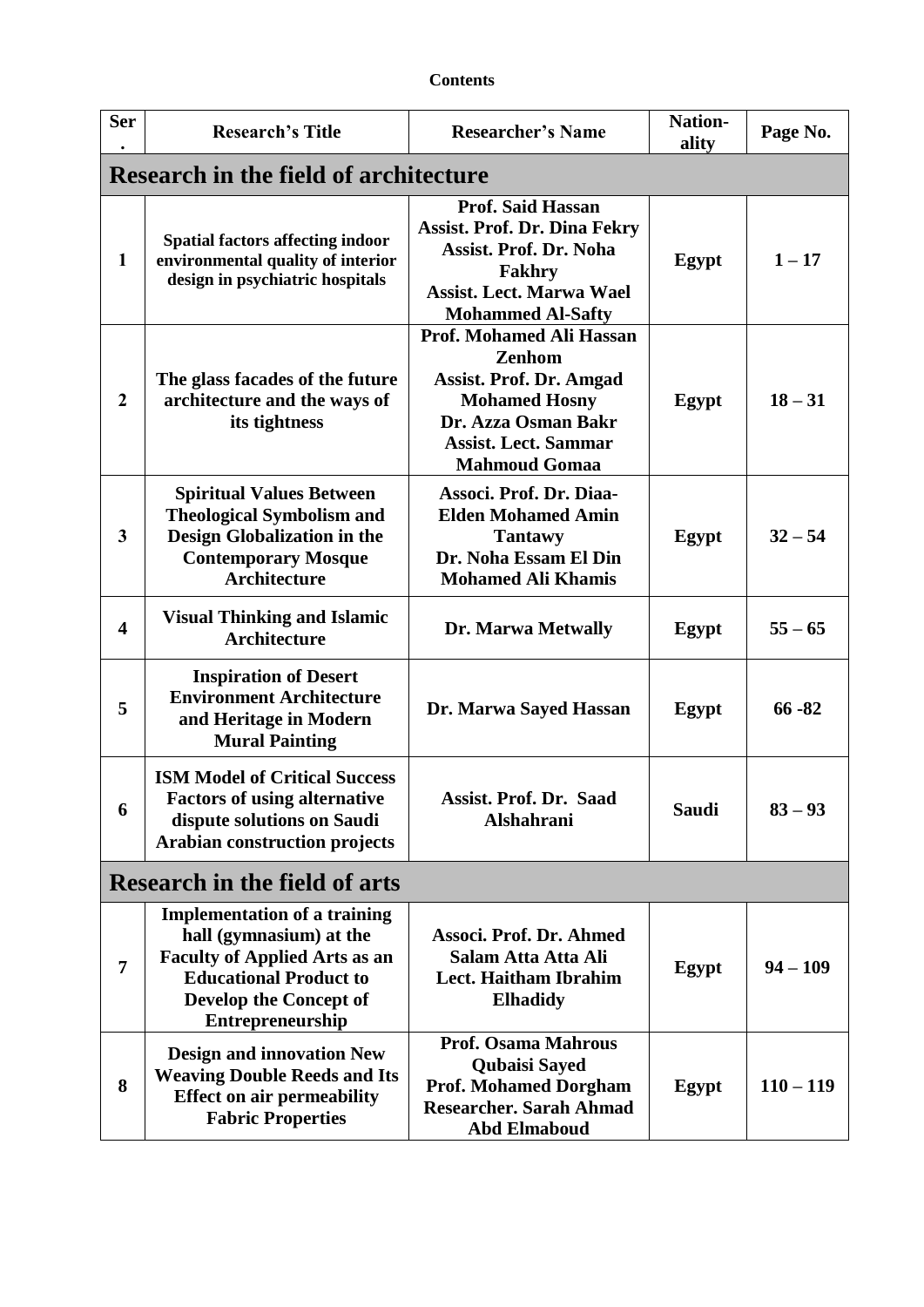**Contents**

| Ser. | Research's Title | Researcher's Name | Nation-ality | Page No. |
|---|---|---|---|---|
| **Research in the field of architecture** | | | | |
| 1 | Spatial factors affecting indoor environmental quality of interior design in psychiatric hospitals | Prof. Said Hassan<br>Assist. Prof. Dr. Dina Fekry<br>Assist. Prof. Dr. Noha Fakhry<br>Assist. Lect. Marwa Wael Mohammed Al-Safty | Egypt | 1 – 17 |
| 2 | The glass facades of the future architecture and the ways of its tightness | Prof. Mohamed Ali Hassan Zenhom<br>Assist. Prof. Dr. Amgad Mohamed Hosny<br>Dr. Azza Osman Bakr<br>Assist. Lect. Sammar Mahmoud Gomaa | Egypt | 18 – 31 |
| 3 | Spiritual Values Between Theological Symbolism and Design Globalization in the Contemporary Mosque Architecture | Associ. Prof. Dr. Diaa-Elden Mohamed Amin Tantawy<br>Dr. Noha Essam El Din Mohamed Ali Khamis | Egypt | 32 – 54 |
| 4 | Visual Thinking and Islamic Architecture | Dr. Marwa Metwally | Egypt | 55 – 65 |
| 5 | Inspiration of Desert Environment Architecture and Heritage in Modern Mural Painting | Dr. Marwa Sayed Hassan | Egypt | 66 -82 |
| 6 | ISM Model of Critical Success Factors of using alternative dispute solutions on Saudi Arabian construction projects | Assist. Prof. Dr. Saad Alshahrani | Saudi | 83 – 93 |
| **Research in the field of arts** | | | | |
| 7 | Implementation of a training hall (gymnasium) at the Faculty of Applied Arts as an Educational Product to Develop the Concept of Entrepreneurship | Associ. Prof. Dr. Ahmed Salam Atta Atta Ali<br>Lect. Haitham Ibrahim Elhadidy | Egypt | 94 – 109 |
| 8 | Design and innovation New Weaving Double Reeds and Its Effect on air permeability Fabric Properties | Prof. Osama Mahrous Qubaisi Sayed<br>Prof. Mohamed Dorgham<br>Researcher. Sarah Ahmad Abd Elmaboud | Egypt | 110 – 119 |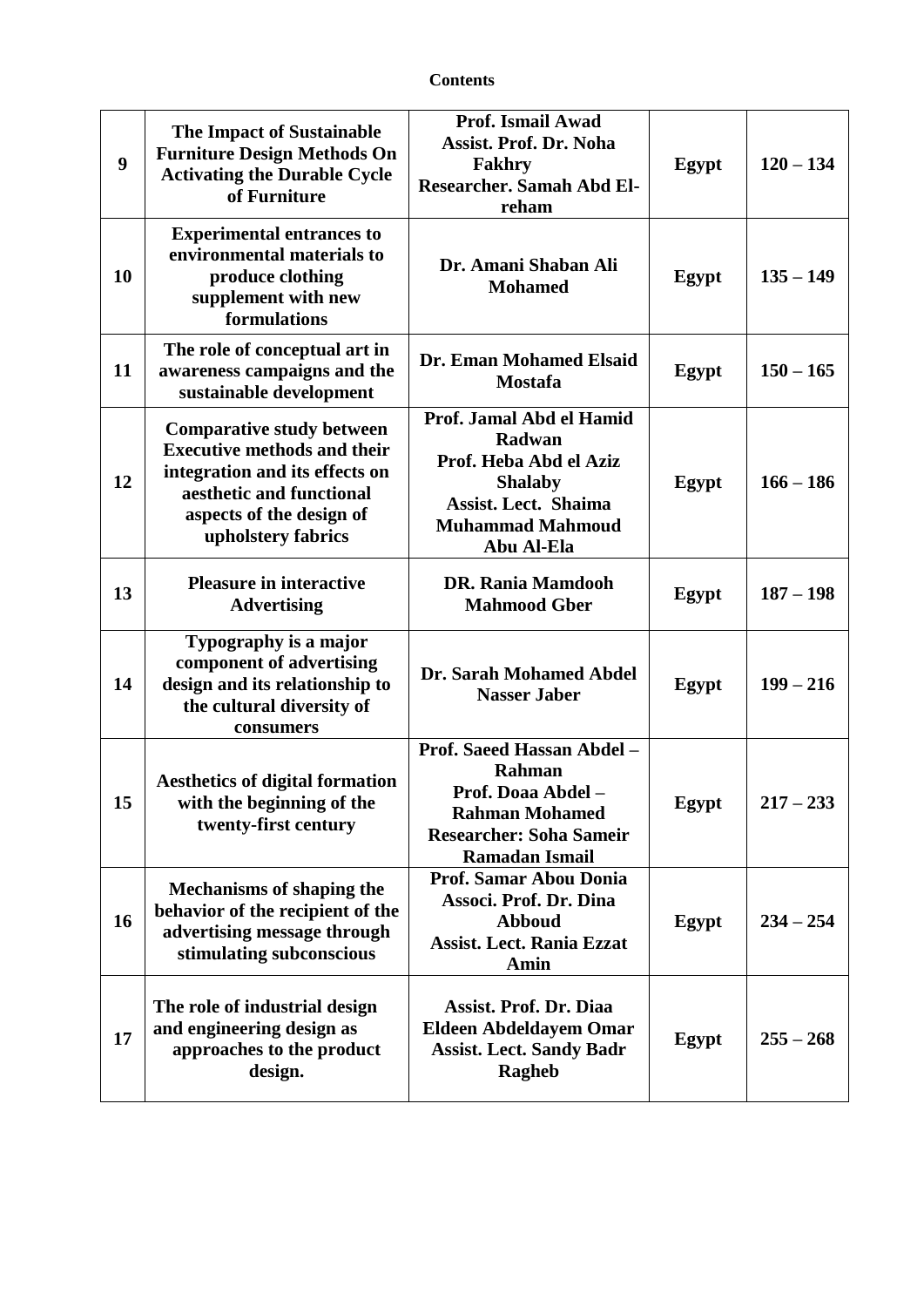**Contents**

| | | | | |
|---|---|---|---|---|
| **9** | **The Impact of Sustainable Furniture Design Methods On Activating the Durable Cycle of Furniture** | **Prof. Ismail Awad<br>Assist. Prof. Dr. Noha Fakhry<br>Researcher. Samah Abd El-reham** | **Egypt** | **120 – 134** |
| **10** | **Experimental entrances to environmental materials to produce clothing supplement with new formulations** | **Dr. Amani Shaban Ali Mohamed** | **Egypt** | **135 – 149** |
| **11** | **The role of conceptual art in awareness campaigns and the sustainable development** | **Dr. Eman Mohamed Elsaid Mostafa** | **Egypt** | **150 – 165** |
| **12** | **Comparative study between Executive methods and their integration and its effects on aesthetic and functional aspects of the design of upholstery fabrics** | **Prof. Jamal Abd el Hamid Radwan<br>Prof. Heba Abd el Aziz Shalaby<br>Assist. Lect. Shaima Muhammad Mahmoud Abu Al-Ela** | **Egypt** | **166 – 186** |
| **13** | **Pleasure in interactive Advertising** | **DR. Rania Mamdooh Mahmood Gber** | **Egypt** | **187 – 198** |
| **14** | **Typography is a major component of advertising design and its relationship to the cultural diversity of consumers** | **Dr. Sarah Mohamed Abdel Nasser Jaber** | **Egypt** | **199 – 216** |
| **15** | **Aesthetics of digital formation with the beginning of the twenty-first century** | **Prof. Saeed Hassan Abdel – Rahman<br>Prof. Doaa Abdel – Rahman Mohamed<br>Researcher: Soha Sameir Ramadan Ismail** | **Egypt** | **217 – 233** |
| **16** | **Mechanisms of shaping the behavior of the recipient of the advertising message through stimulating subconscious** | **Prof. Samar Abou Donia<br>Associ. Prof. Dr. Dina Abboud<br>Assist. Lect. Rania Ezzat Amin** | **Egypt** | **234 – 254** |
| **17** | **The role of industrial design and engineering design as approaches to the product design.** | **Assist. Prof. Dr. Diaa Eldeen Abdeldayem Omar<br>Assist. Lect. Sandy Badr Ragheb** | **Egypt** | **255 – 268** |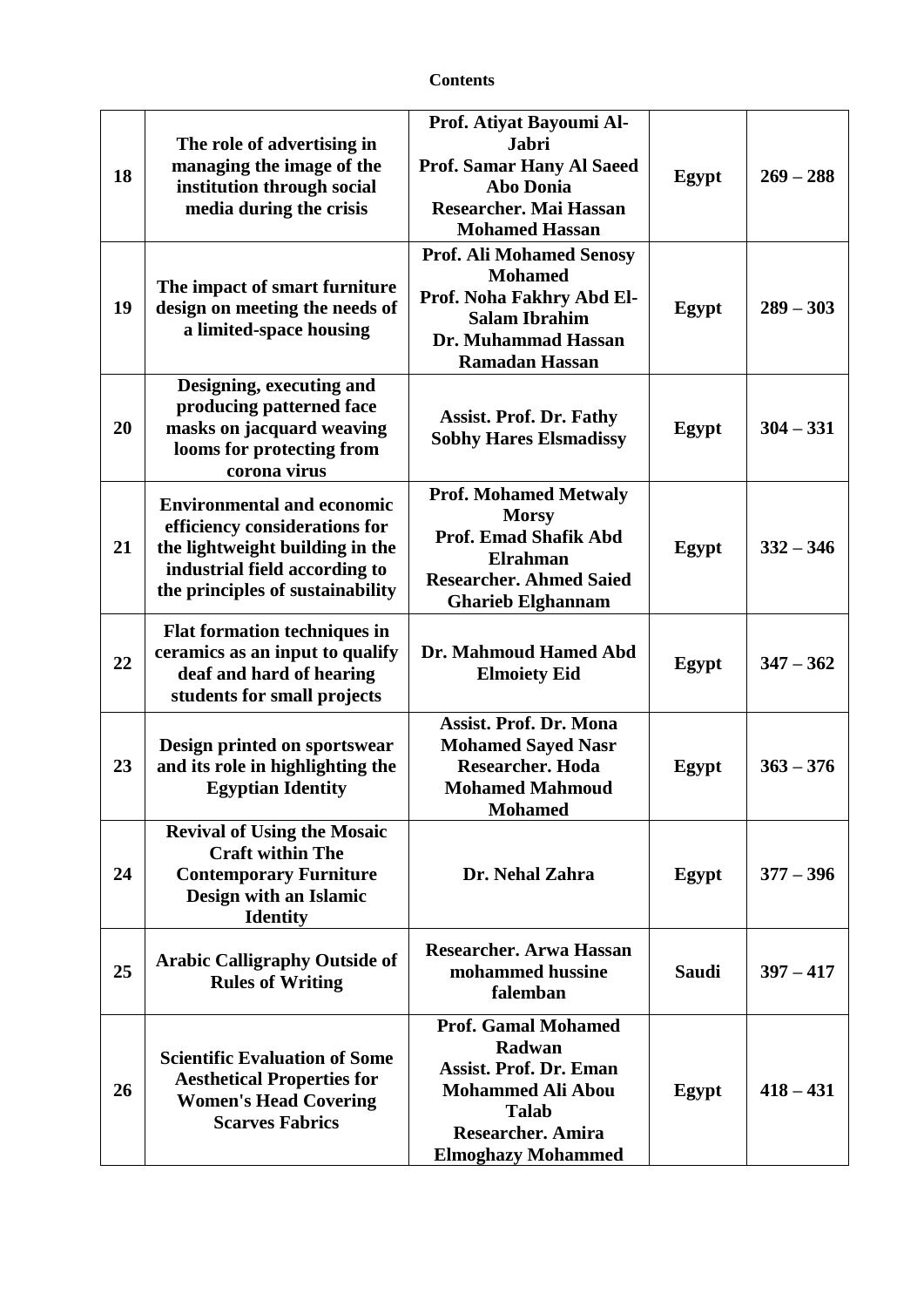**Contents**

| | | | | |
|---|---|---|---|---|
| **18** | **The role of advertising in managing the image of the institution through social media during the crisis** | **Prof. Atiyat Bayoumi Al-Jabri**<br>**Prof. Samar Hany Al Saeed Abo Donia**<br>**Researcher. Mai Hassan Mohamed Hassan** | **Egypt** | **269 – 288** |
| **19** | **The impact of smart furniture design on meeting the needs of a limited-space housing** | **Prof. Ali Mohamed Senosy Mohamed**<br>**Prof. Noha Fakhry Abd El-Salam Ibrahim**<br>**Dr. Muhammad Hassan Ramadan Hassan** | **Egypt** | **289 – 303** |
| **20** | **Designing, executing and producing patterned face masks on jacquard weaving looms for protecting from corona virus** | **Assist. Prof. Dr. Fathy Sobhy Hares Elsmadissy** | **Egypt** | **304 – 331** |
| **21** | **Environmental and economic efficiency considerations for the lightweight building in the industrial field according to the principles of sustainability** | **Prof. Mohamed Metwaly Morsy**<br>**Prof. Emad Shafik Abd Elrahman**<br>**Researcher. Ahmed Saied Gharieb Elghannam** | **Egypt** | **332 – 346** |
| **22** | **Flat formation techniques in ceramics as an input to qualify deaf and hard of hearing students for small projects** | **Dr. Mahmoud Hamed Abd Elmoiety Eid** | **Egypt** | **347 – 362** |
| **23** | **Design printed on sportswear and its role in highlighting the Egyptian Identity** | **Assist. Prof. Dr. Mona Mohamed Sayed Nasr**<br>**Researcher. Hoda Mohamed Mahmoud Mohamed** | **Egypt** | **363 – 376** |
| **24** | **Revival of Using the Mosaic Craft within The Contemporary Furniture Design with an Islamic Identity** | **Dr. Nehal Zahra** | **Egypt** | **377 – 396** |
| **25** | **Arabic Calligraphy Outside of Rules of Writing** | **Researcher. Arwa Hassan mohammed hussine falemban** | **Saudi** | **397 – 417** |
| **26** | **Scientific Evaluation of Some Aesthetical Properties for Women's Head Covering Scarves Fabrics** | **Prof. Gamal Mohamed Radwan**<br>**Assist. Prof. Dr. Eman Mohammed Ali Abou Talab**<br>**Researcher. Amira Elmoghazy Mohammed** | **Egypt** | **418 – 431** |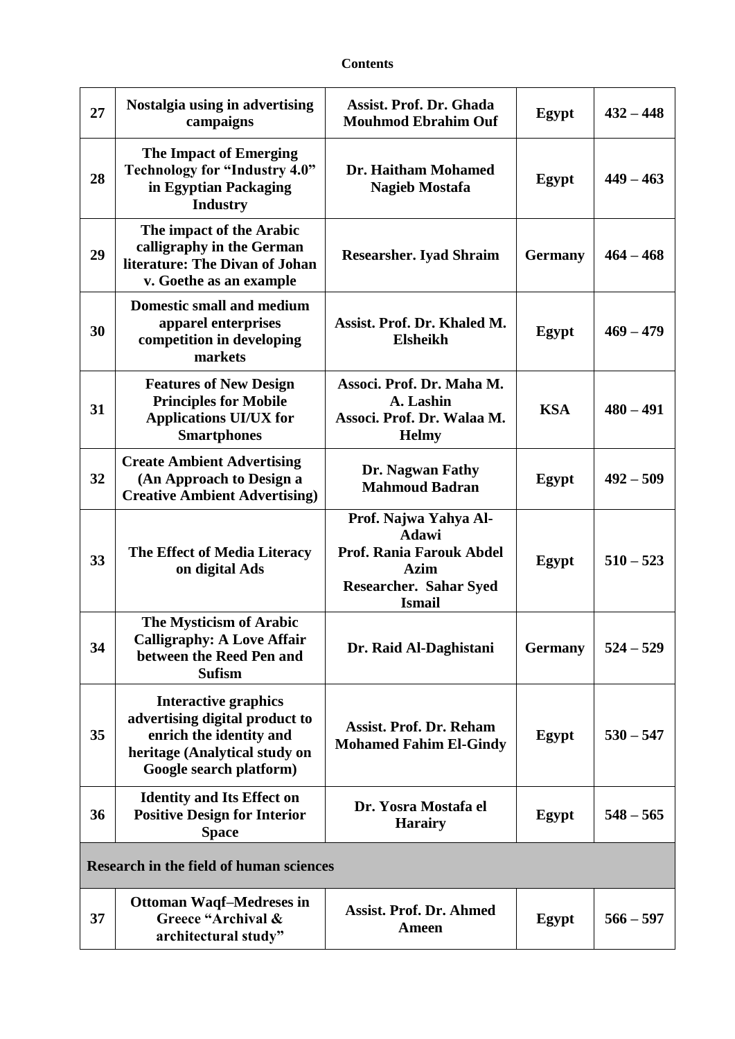**Contents**

| | | | | |
|---|---|---|---|---|
| **27** | **Nostalgia using in advertising campaigns** | **Assist. Prof. Dr. Ghada Mouhmod Ebrahim Ouf** | **Egypt** | **432 – 448** |
| **28** | **The Impact of Emerging Technology for "Industry 4.0" in Egyptian Packaging Industry** | **Dr. Haitham Mohamed Nagieb Mostafa** | **Egypt** | **449 – 463** |
| **29** | **The impact of the Arabic calligraphy in the German literature: The Divan of Johan v. Goethe as an example** | **Researsher. Iyad Shraim** | **Germany** | **464 – 468** |
| **30** | **Domestic small and medium apparel enterprises competition in developing markets** | **Assist. Prof. Dr. Khaled M. Elsheikh** | **Egypt** | **469 – 479** |
| **31** | **Features of New Design Principles for Mobile Applications UI/UX for Smartphones** | **Associ. Prof. Dr. Maha M. A. Lashin Associ. Prof. Dr. Walaa M. Helmy** | **KSA** | **480 – 491** |
| **32** | **Create Ambient Advertising (An Approach to Design a Creative Ambient Advertising)** | **Dr. Nagwan Fathy Mahmoud Badran** | **Egypt** | **492 – 509** |
| **33** | **The Effect of Media Literacy on digital Ads** | **Prof. Najwa Yahya Al-Adawi Prof. Rania Farouk Abdel Azim Researcher. Sahar Syed Ismail** | **Egypt** | **510 – 523** |
| **34** | **The Mysticism of Arabic Calligraphy: A Love Affair between the Reed Pen and Sufism** | **Dr. Raid Al-Daghistani** | **Germany** | **524 – 529** |
| **35** | **Interactive graphics advertising digital product to enrich the identity and heritage (Analytical study on Google search platform)** | **Assist. Prof. Dr. Reham Mohamed Fahim El-Gindy** | **Egypt** | **530 – 547** |
| **36** | **Identity and Its Effect on Positive Design for Interior Space** | **Dr. Yosra Mostafa el Harairy** | **Egypt** | **548 – 565** |
| **Research in the field of human sciences** | | | | |
| **37** | **Ottoman Waqf–Medreses in Greece "Archival & architectural study"** | **Assist. Prof. Dr. Ahmed Ameen** | **Egypt** | **566 – 597** |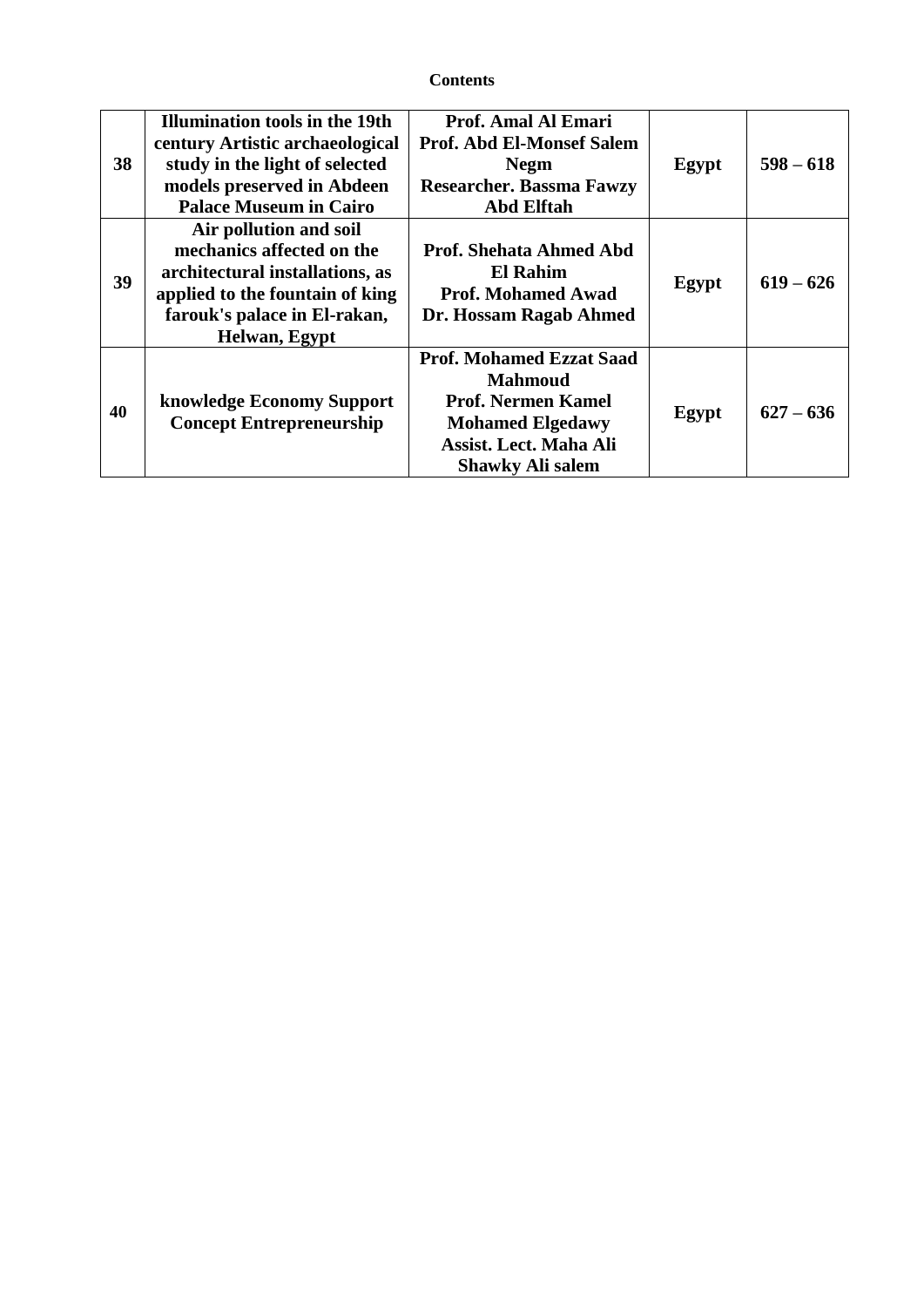**Contents**

| | | | | |
|---|---|---|---|---|
| **38** | **Illumination tools in the 19th century Artistic archaeological study in the light of selected models preserved in Abdeen Palace Museum in Cairo** | **Prof. Amal Al Emari**<br>**Prof. Abd El-Monsef Salem Negm**<br>**Researcher. Bassma Fawzy Abd Elftah** | **Egypt** | **598 – 618** |
| **39** | **Air pollution and soil mechanics affected on the architectural installations, as applied to the fountain of king farouk's palace in El-rakan, Helwan, Egypt** | **Prof. Shehata Ahmed Abd El Rahim**<br>**Prof. Mohamed Awad**<br>**Dr. Hossam Ragab Ahmed** | **Egypt** | **619 – 626** |
| **40** | **knowledge Economy Support Concept Entrepreneurship** | **Prof. Mohamed Ezzat Saad Mahmoud**<br>**Prof. Nermen Kamel Mohamed Elgedawy**<br>**Assist. Lect. Maha Ali Shawky Ali salem** | **Egypt** | **627 – 636** |